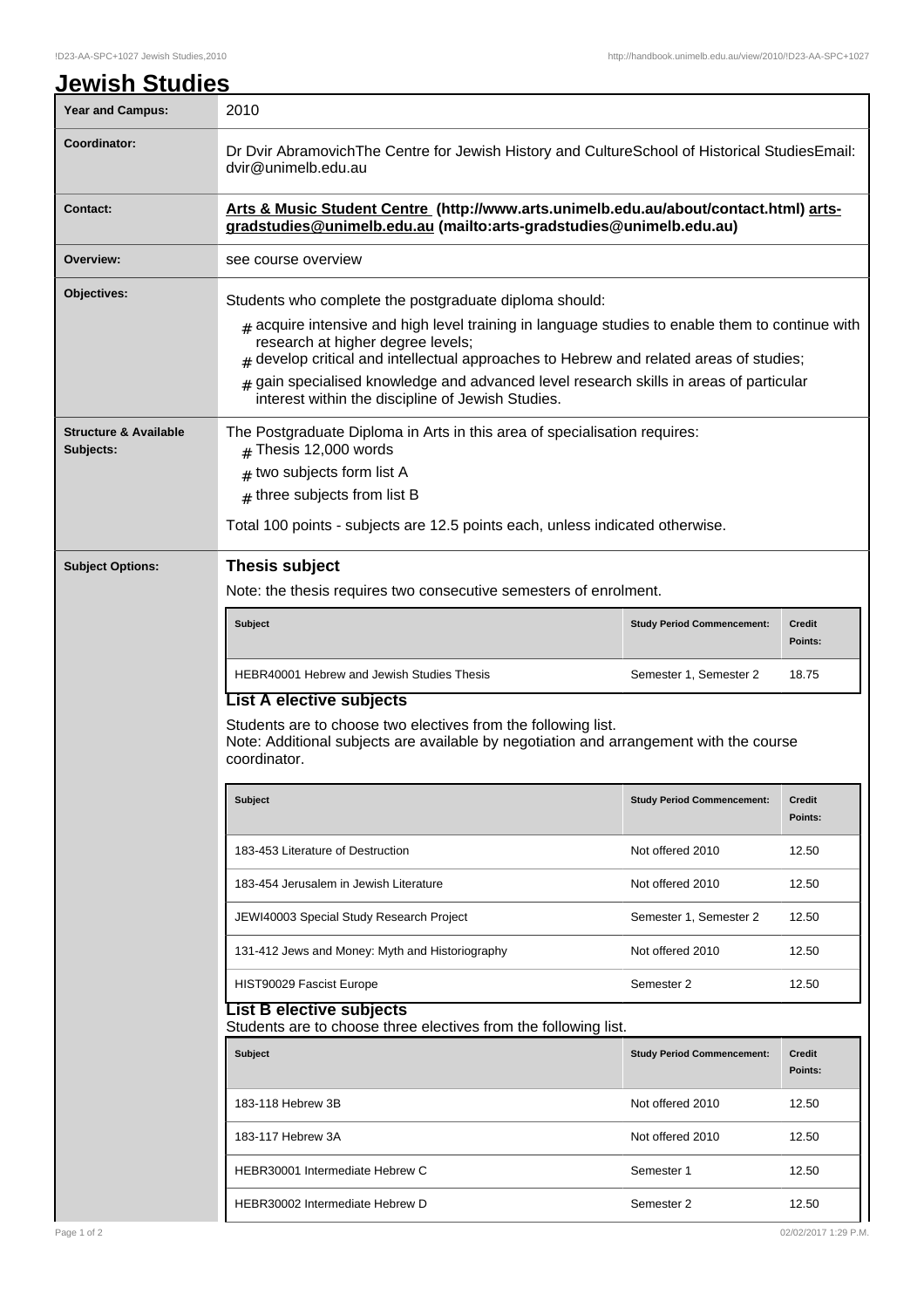# Jewish Studies

| | |
|---|---|
| **Year and Campus:** | 2010 |
| **Coordinator:** | Dr Dvir AbramovichThe Centre for Jewish History and CultureSchool of Historical StudiesEmail: dvir@unimelb.edu.au |
| **Contact:** | **Arts & Music Student Centre (http://www.arts.unimelb.edu.au/about/contact.html) arts-gradstudies@unimelb.edu.au (mailto:arts-gradstudies@unimelb.edu.au)** |
| **Overview:** | see course overview |

**Objectives:**

Students who complete the postgraduate diploma should:

- acquire intensive and high level training in language studies to enable them to continue with research at higher degree levels;
- develop critical and intellectual approaches to Hebrew and related areas of studies;
- gain specialised knowledge and advanced level research skills in areas of particular interest within the discipline of Jewish Studies.

**Structure & Available Subjects:**

The Postgraduate Diploma in Arts in this area of specialisation requires:

- Thesis 12,000 words
- two subjects form list A
- three subjects from list B

Total 100 points - subjects are 12.5 points each, unless indicated otherwise.

**Subject Options:**

## Thesis subject

Note: the thesis requires two consecutive semesters of enrolment.

| Subject | Study Period Commencement: | Credit Points: |
|---|---|---|
| HEBR40001 Hebrew and Jewish Studies Thesis | Semester 1, Semester 2 | 18.75 |

## List A elective subjects

Students are to choose two electives from the following list.
Note: Additional subjects are available by negotiation and arrangement with the course coordinator.

| Subject | Study Period Commencement: | Credit Points: |
|---|---|---|
| 183-453 Literature of Destruction | Not offered 2010 | 12.50 |
| 183-454 Jerusalem in Jewish Literature | Not offered 2010 | 12.50 |
| JEWI40003 Special Study Research Project | Semester 1, Semester 2 | 12.50 |
| 131-412 Jews and Money: Myth and Historiography | Not offered 2010 | 12.50 |
| HIST90029 Fascist Europe | Semester 2 | 12.50 |

## List B elective subjects

Students are to choose three electives from the following list.

| Subject | Study Period Commencement: | Credit Points: |
|---|---|---|
| 183-118 Hebrew 3B | Not offered 2010 | 12.50 |
| 183-117 Hebrew 3A | Not offered 2010 | 12.50 |
| HEBR30001 Intermediate Hebrew C | Semester 1 | 12.50 |
| HEBR30002 Intermediate Hebrew D | Semester 2 | 12.50 |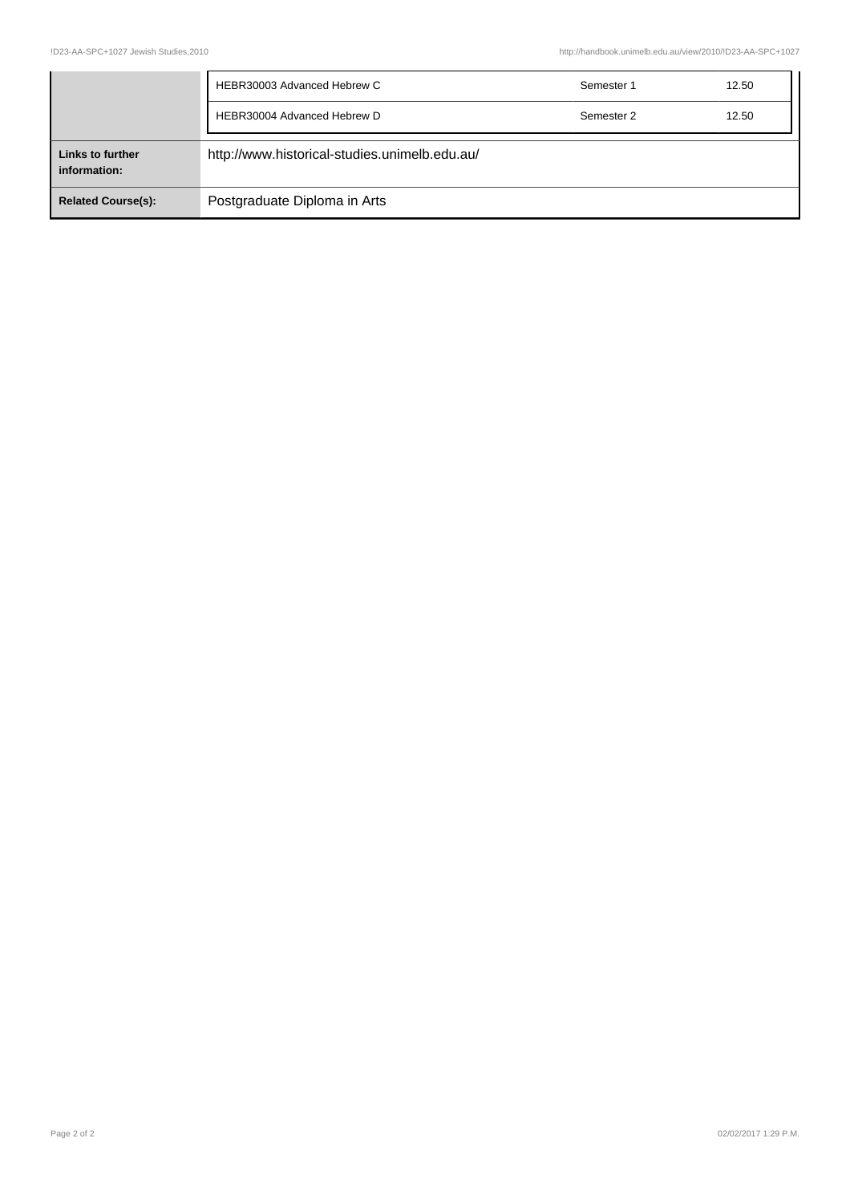| | | | |
|---|---|---|---|
| | HEBR30003 Advanced Hebrew C | Semester 1 | 12.50 |
| | HEBR30004 Advanced Hebrew D | Semester 2 | 12.50 |
| **Links to further information:** | http://www.historical-studies.unimelb.edu.au/ | | |
| **Related Course(s):** | Postgraduate Diploma in Arts | | |